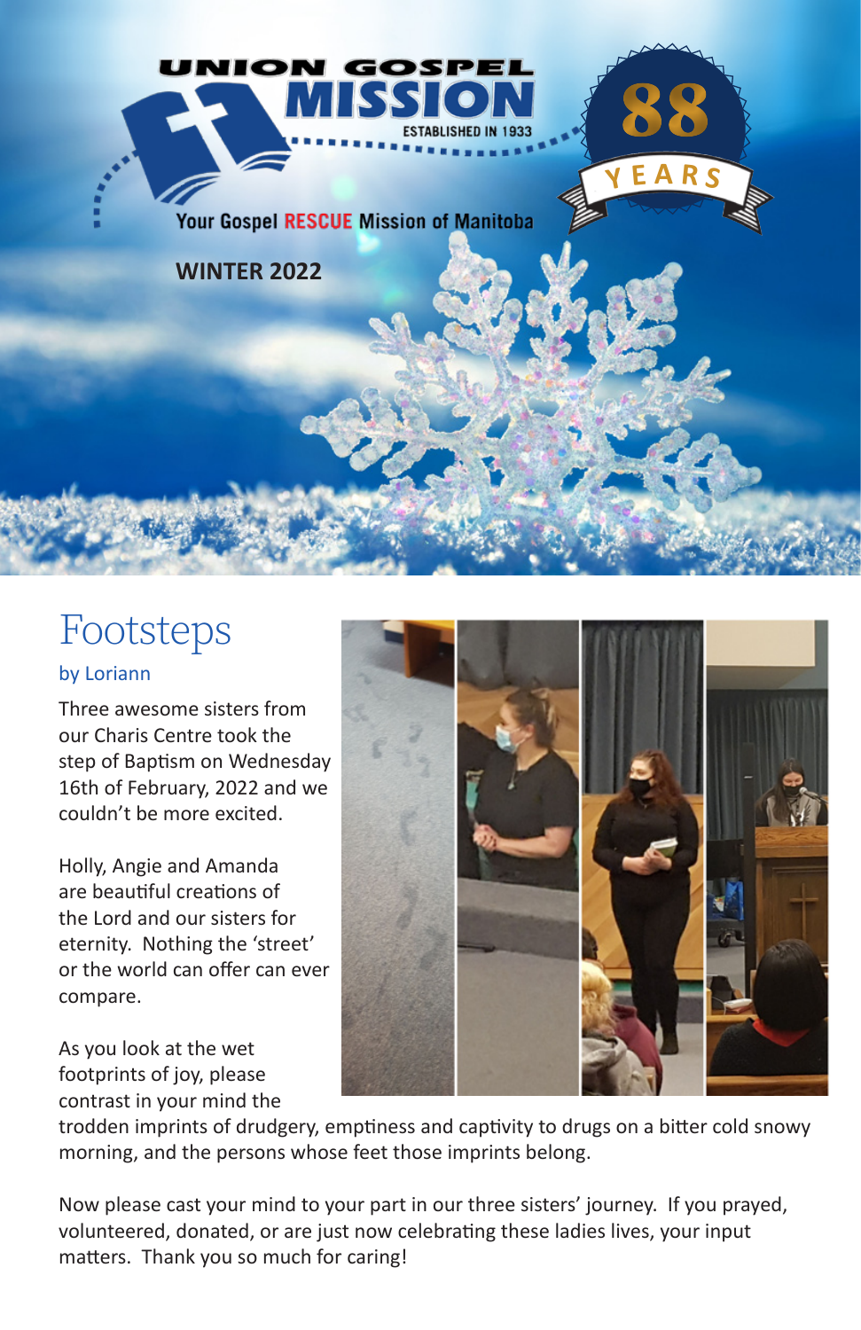# UNION GOSPEL MISSION

ESTABLISHED IN 1933

88 YEARS

Your Gospel RESCUE Mission of Manitoba

**WINTER 2022**

## Footsteps

by Loriann

Three awesome sisters from our Charis Centre took the step of Baptism on Wednesday 16th of February, 2022 and we couldn't be more excited.

Holly, Angie and Amanda are beautiful creations of the Lord and our sisters for eternity. Nothing the 'street' or the world can offer can ever compare.

As you look at the wet footprints of joy, please contrast in your mind the trodden imprints of drudgery, emptiness and captivity to drugs on a bitter cold snowy morning, and the persons whose feet those imprints belong.

Now please cast your mind to your part in our three sisters' journey. If you prayed, volunteered, donated, or are just now celebrating these ladies lives, your input matters. Thank you so much for caring!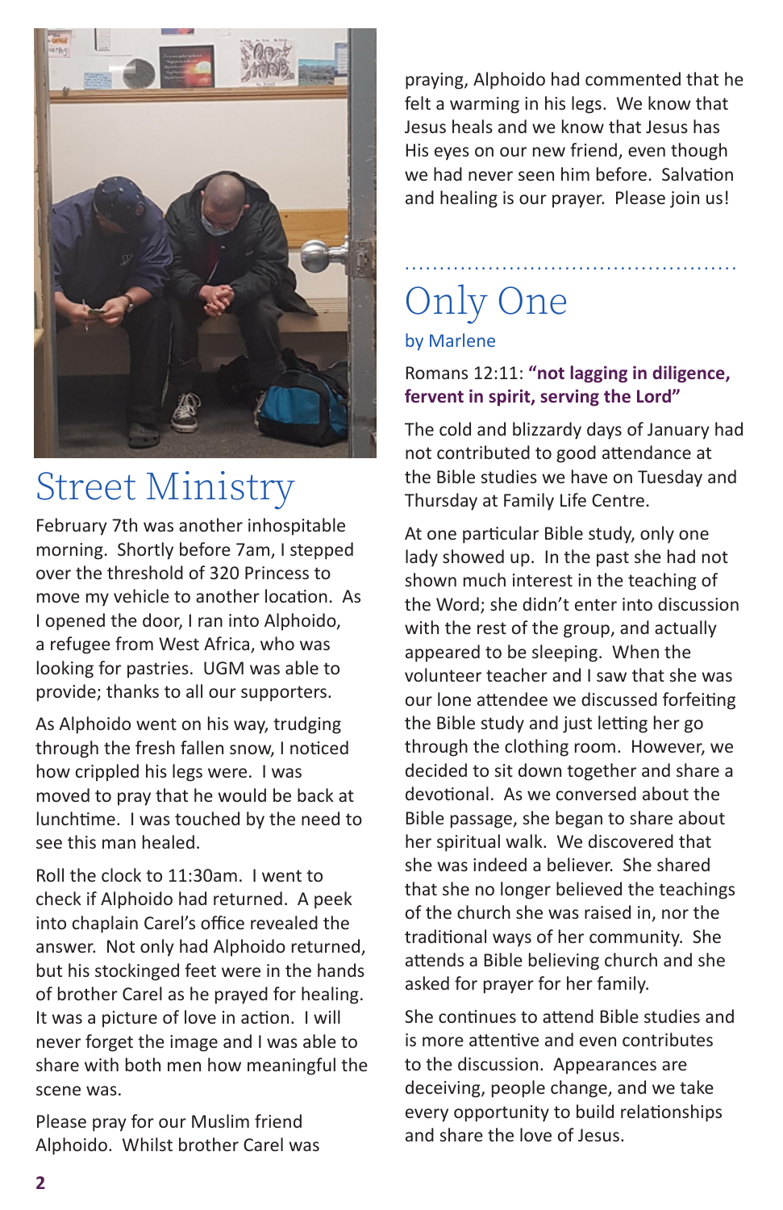# Street Ministry

February 7th was another inhospitable morning. Shortly before 7am, I stepped over the threshold of 320 Princess to move my vehicle to another location. As I opened the door, I ran into Alphoido, a refugee from West Africa, who was looking for pastries. UGM was able to provide; thanks to all our supporters.

As Alphoido went on his way, trudging through the fresh fallen snow, I noticed how crippled his legs were. I was moved to pray that he would be back at lunchtime. I was touched by the need to see this man healed.

Roll the clock to 11:30am. I went to check if Alphoido had returned. A peek into chaplain Carel's office revealed the answer. Not only had Alphoido returned, but his stockinged feet were in the hands of brother Carel as he prayed for healing. It was a picture of love in action. I will never forget the image and I was able to share with both men how meaningful the scene was.

Please pray for our Muslim friend Alphoido. Whilst brother Carel was praying, Alphoido had commented that he felt a warming in his legs. We know that Jesus heals and we know that Jesus has His eyes on our new friend, even though we had never seen him before. Salvation and healing is our prayer. Please join us!

# Only One

by Marlene

Romans 12:11: **"not lagging in diligence, fervent in spirit, serving the Lord"**

The cold and blizzardy days of January had not contributed to good attendance at the Bible studies we have on Tuesday and Thursday at Family Life Centre.

At one particular Bible study, only one lady showed up. In the past she had not shown much interest in the teaching of the Word; she didn't enter into discussion with the rest of the group, and actually appeared to be sleeping. When the volunteer teacher and I saw that she was our lone attendee we discussed forfeiting the Bible study and just letting her go through the clothing room. However, we decided to sit down together and share a devotional. As we conversed about the Bible passage, she began to share about her spiritual walk. We discovered that she was indeed a believer. She shared that she no longer believed the teachings of the church she was raised in, nor the traditional ways of her community. She attends a Bible believing church and she asked for prayer for her family.

She continues to attend Bible studies and is more attentive and even contributes to the discussion. Appearances are deceiving, people change, and we take every opportunity to build relationships and share the love of Jesus.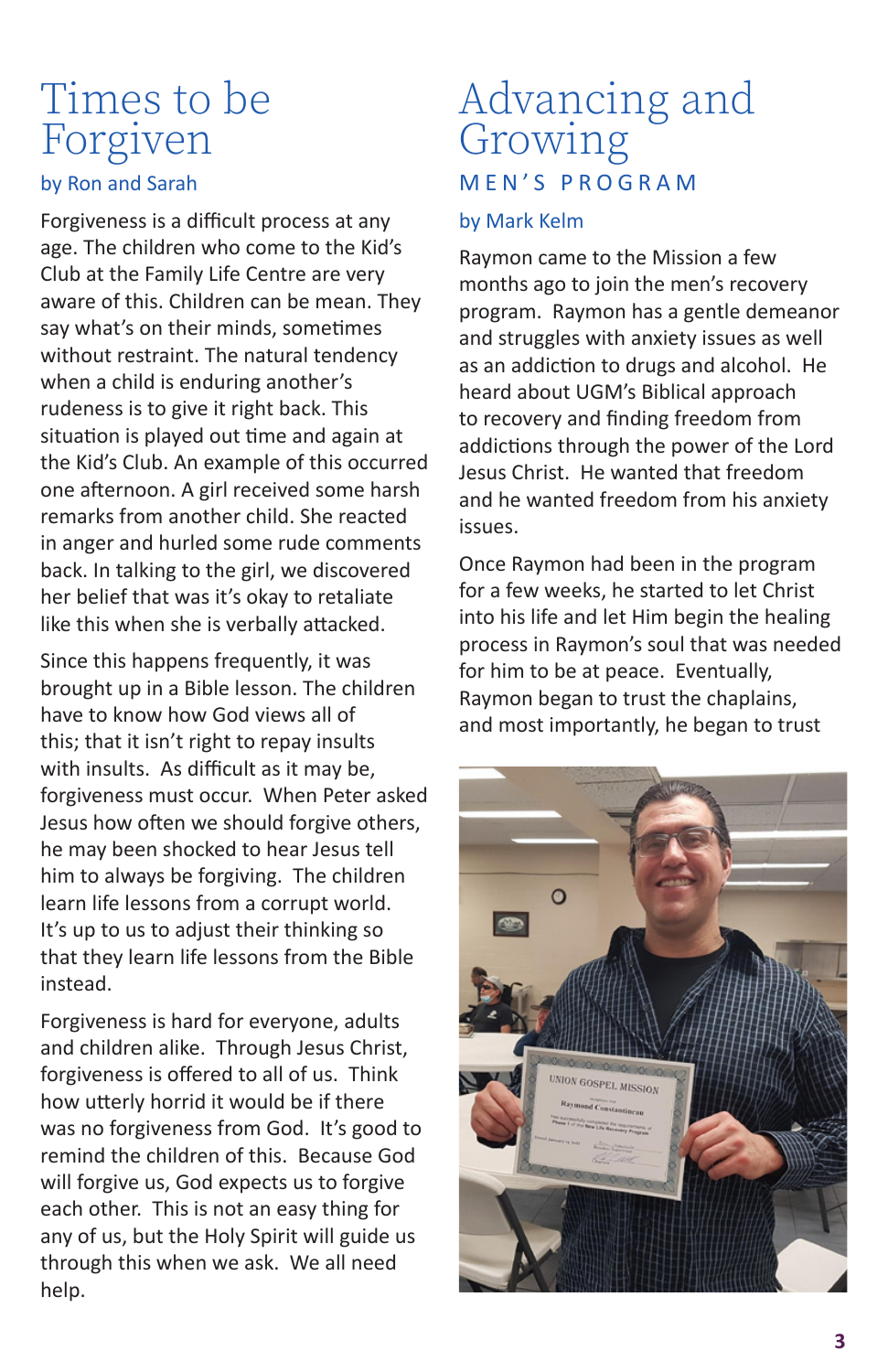# Times to be Forgiven

by Ron and Sarah

Forgiveness is a difficult process at any age. The children who come to the Kid's Club at the Family Life Centre are very aware of this. Children can be mean. They say what's on their minds, sometimes without restraint. The natural tendency when a child is enduring another's rudeness is to give it right back. This situation is played out time and again at the Kid's Club. An example of this occurred one afternoon. A girl received some harsh remarks from another child. She reacted in anger and hurled some rude comments back. In talking to the girl, we discovered her belief that was it's okay to retaliate like this when she is verbally attacked.

Since this happens frequently, it was brought up in a Bible lesson. The children have to know how God views all of this; that it isn't right to repay insults with insults. As difficult as it may be, forgiveness must occur. When Peter asked Jesus how often we should forgive others, he may been shocked to hear Jesus tell him to always be forgiving. The children learn life lessons from a corrupt world. It's up to us to adjust their thinking so that they learn life lessons from the Bible instead.

Forgiveness is hard for everyone, adults and children alike. Through Jesus Christ, forgiveness is offered to all of us. Think how utterly horrid it would be if there was no forgiveness from God. It's good to remind the children of this. Because God will forgive us, God expects us to forgive each other. This is not an easy thing for any of us, but the Holy Spirit will guide us through this when we ask. We all need help.

# Advancing and Growing

## MEN'S PROGRAM

by Mark Kelm

Raymon came to the Mission a few months ago to join the men's recovery program. Raymon has a gentle demeanor and struggles with anxiety issues as well as an addiction to drugs and alcohol. He heard about UGM's Biblical approach to recovery and finding freedom from addictions through the power of the Lord Jesus Christ. He wanted that freedom and he wanted freedom from his anxiety issues.

Once Raymon had been in the program for a few weeks, he started to let Christ into his life and let Him begin the healing process in Raymon's soul that was needed for him to be at peace. Eventually, Raymon began to trust the chaplains, and most importantly, he began to trust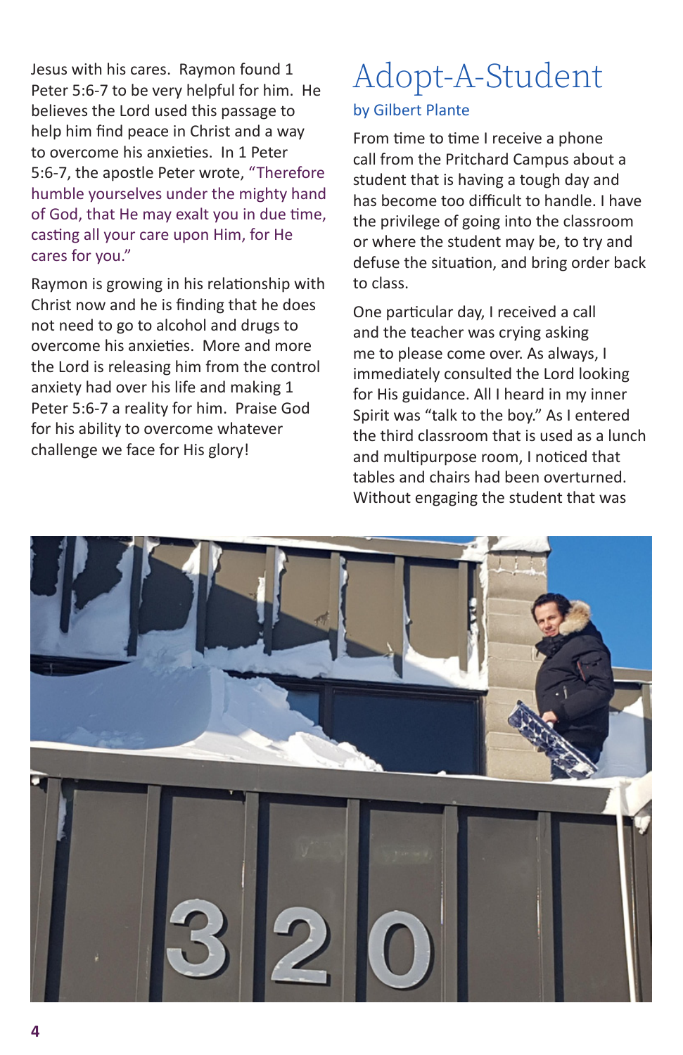Jesus with his cares. Raymon found 1 Peter 5:6-7 to be very helpful for him. He believes the Lord used this passage to help him find peace in Christ and a way to overcome his anxieties. In 1 Peter 5:6-7, the apostle Peter wrote, "Therefore humble yourselves under the mighty hand of God, that He may exalt you in due time, casting all your care upon Him, for He cares for you."

Raymon is growing in his relationship with Christ now and he is finding that he does not need to go to alcohol and drugs to overcome his anxieties. More and more the Lord is releasing him from the control anxiety had over his life and making 1 Peter 5:6-7 a reality for him. Praise God for his ability to overcome whatever challenge we face for His glory!

# Adopt-A-Student

by Gilbert Plante

From time to time I receive a phone call from the Pritchard Campus about a student that is having a tough day and has become too difficult to handle. I have the privilege of going into the classroom or where the student may be, to try and defuse the situation, and bring order back to class.

One particular day, I received a call and the teacher was crying asking me to please come over. As always, I immediately consulted the Lord looking for His guidance. All I heard in my inner Spirit was "talk to the boy." As I entered the third classroom that is used as a lunch and multipurpose room, I noticed that tables and chairs had been overturned. Without engaging the student that was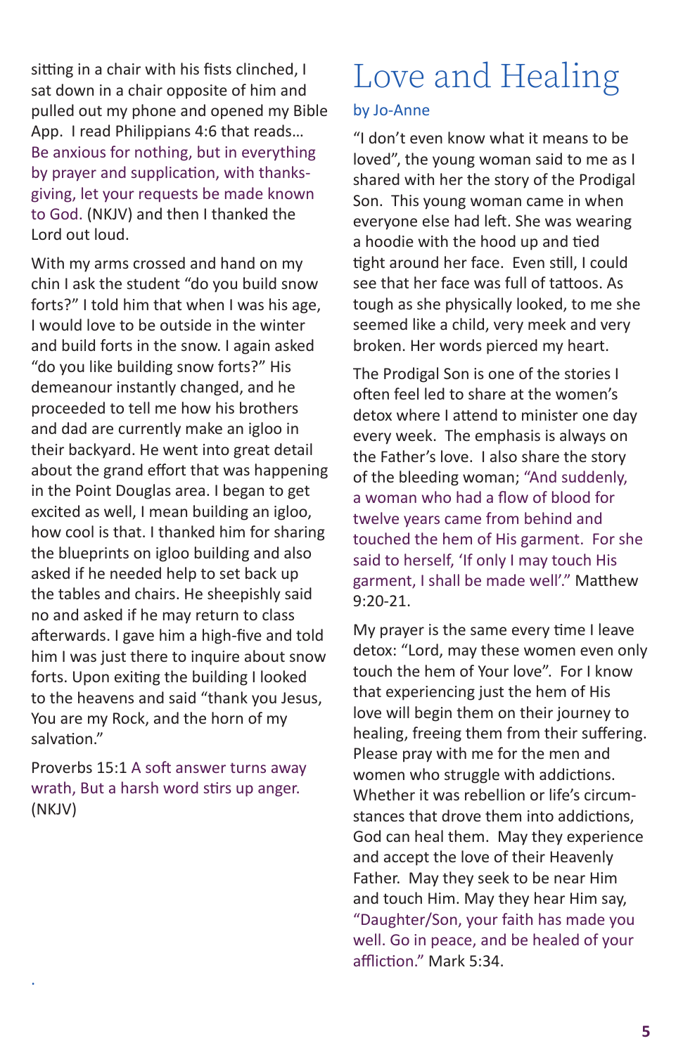sitting in a chair with his fists clinched, I sat down in a chair opposite of him and pulled out my phone and opened my Bible App. I read Philippians 4:6 that reads… Be anxious for nothing, but in everything by prayer and supplication, with thanksgiving, let your requests be made known to God. (NKJV) and then I thanked the Lord out loud.

With my arms crossed and hand on my chin I ask the student "do you build snow forts?" I told him that when I was his age, I would love to be outside in the winter and build forts in the snow. I again asked "do you like building snow forts?" His demeanour instantly changed, and he proceeded to tell me how his brothers and dad are currently make an igloo in their backyard. He went into great detail about the grand effort that was happening in the Point Douglas area. I began to get excited as well, I mean building an igloo, how cool is that. I thanked him for sharing the blueprints on igloo building and also asked if he needed help to set back up the tables and chairs. He sheepishly said no and asked if he may return to class afterwards. I gave him a high-five and told him I was just there to inquire about snow forts. Upon exiting the building I looked to the heavens and said "thank you Jesus, You are my Rock, and the horn of my salvation."

Proverbs 15:1 A soft answer turns away wrath, But a harsh word stirs up anger. (NKJV)

# Love and Healing

by Jo-Anne

"I don't even know what it means to be loved", the young woman said to me as I shared with her the story of the Prodigal Son. This young woman came in when everyone else had left. She was wearing a hoodie with the hood up and tied tight around her face. Even still, I could see that her face was full of tattoos. As tough as she physically looked, to me she seemed like a child, very meek and very broken. Her words pierced my heart.

The Prodigal Son is one of the stories I often feel led to share at the women's detox where I attend to minister one day every week. The emphasis is always on the Father's love. I also share the story of the bleeding woman; "And suddenly, a woman who had a flow of blood for twelve years came from behind and touched the hem of His garment. For she said to herself, 'If only I may touch His garment, I shall be made well'." Matthew 9:20-21.

My prayer is the same every time I leave detox: "Lord, may these women even only touch the hem of Your love". For I know that experiencing just the hem of His love will begin them on their journey to healing, freeing them from their suffering. Please pray with me for the men and women who struggle with addictions. Whether it was rebellion or life's circumstances that drove them into addictions, God can heal them. May they experience and accept the love of their Heavenly Father. May they seek to be near Him and touch Him. May they hear Him say, "Daughter/Son, your faith has made you well. Go in peace, and be healed of your affliction." Mark 5:34.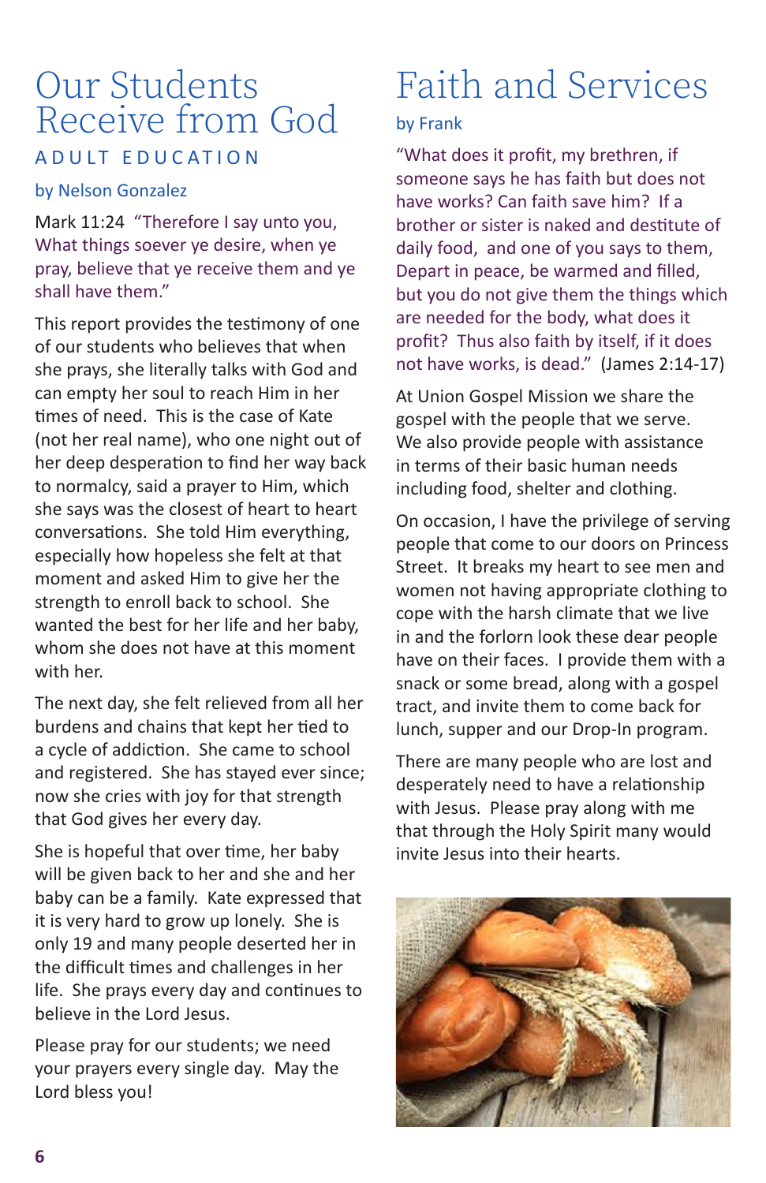# Our Students Receive from God

## ADULT EDUCATION

by Nelson Gonzalez

Mark 11:24 "Therefore I say unto you, What things soever ye desire, when ye pray, believe that ye receive them and ye shall have them."

This report provides the testimony of one of our students who believes that when she prays, she literally talks with God and can empty her soul to reach Him in her times of need. This is the case of Kate (not her real name), who one night out of her deep desperation to find her way back to normalcy, said a prayer to Him, which she says was the closest of heart to heart conversations. She told Him everything, especially how hopeless she felt at that moment and asked Him to give her the strength to enroll back to school. She wanted the best for her life and her baby, whom she does not have at this moment with her.

The next day, she felt relieved from all her burdens and chains that kept her tied to a cycle of addiction. She came to school and registered. She has stayed ever since; now she cries with joy for that strength that God gives her every day.

She is hopeful that over time, her baby will be given back to her and she and her baby can be a family. Kate expressed that it is very hard to grow up lonely. She is only 19 and many people deserted her in the difficult times and challenges in her life. She prays every day and continues to believe in the Lord Jesus.

Please pray for our students; we need your prayers every single day. May the Lord bless you!

# Faith and Services

by Frank

"What does it profit, my brethren, if someone says he has faith but does not have works? Can faith save him? If a brother or sister is naked and destitute of daily food, and one of you says to them, Depart in peace, be warmed and filled, but you do not give them the things which are needed for the body, what does it profit? Thus also faith by itself, if it does not have works, is dead." (James 2:14-17)

At Union Gospel Mission we share the gospel with the people that we serve. We also provide people with assistance in terms of their basic human needs including food, shelter and clothing.

On occasion, I have the privilege of serving people that come to our doors on Princess Street. It breaks my heart to see men and women not having appropriate clothing to cope with the harsh climate that we live in and the forlorn look these dear people have on their faces. I provide them with a snack or some bread, along with a gospel tract, and invite them to come back for lunch, supper and our Drop-In program.

There are many people who are lost and desperately need to have a relationship with Jesus. Please pray along with me that through the Holy Spirit many would invite Jesus into their hearts.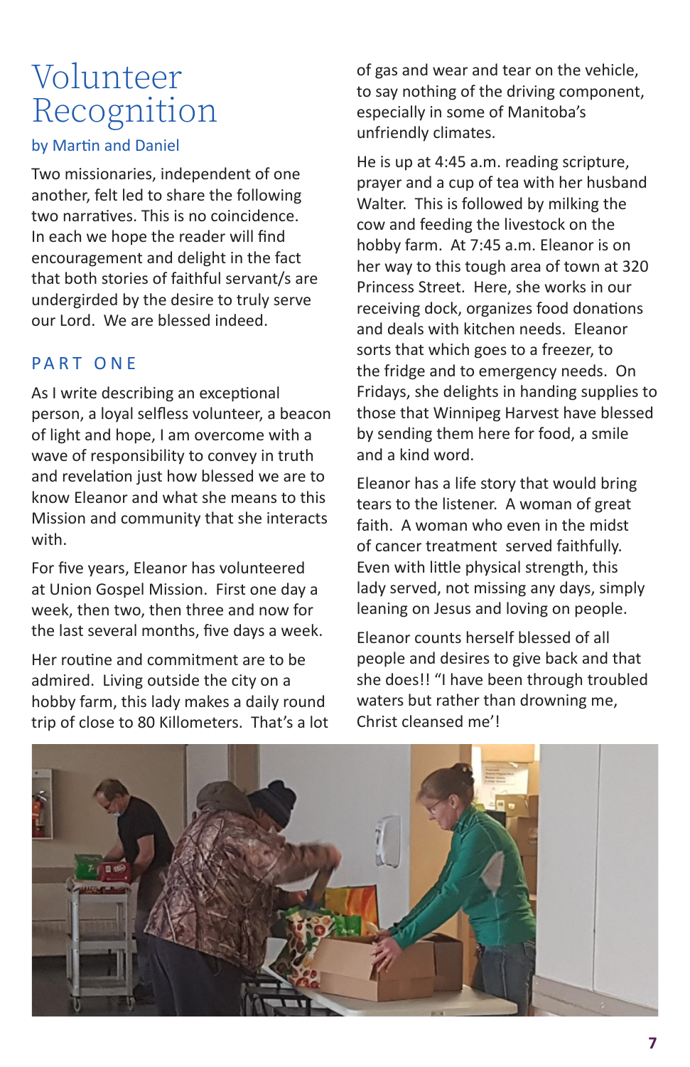# Volunteer Recognition

by Martin and Daniel

Two missionaries, independent of one another, felt led to share the following two narratives. This is no coincidence. In each we hope the reader will find encouragement and delight in the fact that both stories of faithful servant/s are undergirded by the desire to truly serve our Lord. We are blessed indeed.

## PART ONE

As I write describing an exceptional person, a loyal selfless volunteer, a beacon of light and hope, I am overcome with a wave of responsibility to convey in truth and revelation just how blessed we are to know Eleanor and what she means to this Mission and community that she interacts with.

For five years, Eleanor has volunteered at Union Gospel Mission. First one day a week, then two, then three and now for the last several months, five days a week.

Her routine and commitment are to be admired. Living outside the city on a hobby farm, this lady makes a daily round trip of close to 80 Killometers. That's a lot of gas and wear and tear on the vehicle, to say nothing of the driving component, especially in some of Manitoba's unfriendly climates.

He is up at 4:45 a.m. reading scripture, prayer and a cup of tea with her husband Walter. This is followed by milking the cow and feeding the livestock on the hobby farm. At 7:45 a.m. Eleanor is on her way to this tough area of town at 320 Princess Street. Here, she works in our receiving dock, organizes food donations and deals with kitchen needs. Eleanor sorts that which goes to a freezer, to the fridge and to emergency needs. On Fridays, she delights in handing supplies to those that Winnipeg Harvest have blessed by sending them here for food, a smile and a kind word.

Eleanor has a life story that would bring tears to the listener. A woman of great faith. A woman who even in the midst of cancer treatment served faithfully. Even with little physical strength, this lady served, not missing any days, simply leaning on Jesus and loving on people.

Eleanor counts herself blessed of all people and desires to give back and that she does!! "I have been through troubled waters but rather than drowning me, Christ cleansed me'!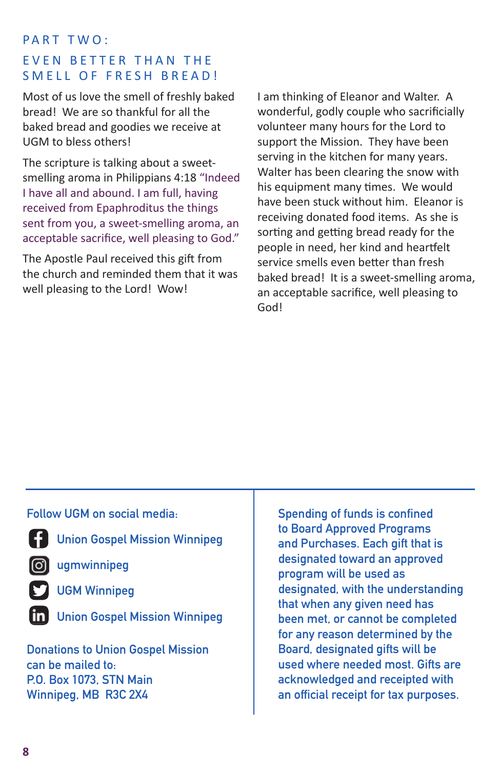## PART TWO:

## EVEN BETTER THAN THE SMELL OF FRESH BREAD!

Most of us love the smell of freshly baked bread! We are so thankful for all the baked bread and goodies we receive at UGM to bless others!

The scripture is talking about a sweet-smelling aroma in Philippians 4:18 "Indeed I have all and abound. I am full, having received from Epaphroditus the things sent from you, a sweet-smelling aroma, an acceptable sacrifice, well pleasing to God."

The Apostle Paul received this gift from the church and reminded them that it was well pleasing to the Lord! Wow!

I am thinking of Eleanor and Walter. A wonderful, godly couple who sacrificially volunteer many hours for the Lord to support the Mission. They have been serving in the kitchen for many years. Walter has been clearing the snow with his equipment many times. We would have been stuck without him. Eleanor is receiving donated food items. As she is sorting and getting bread ready for the people in need, her kind and heartfelt service smells even better than fresh baked bread! It is a sweet-smelling aroma, an acceptable sacrifice, well pleasing to God!

Follow UGM on social media:

- Union Gospel Mission Winnipeg
- ugmwinnipeg
- UGM Winnipeg
- Union Gospel Mission Winnipeg

Donations to Union Gospel Mission can be mailed to:
P.O. Box 1073, STN Main
Winnipeg, MB R3C 2X4

Spending of funds is confined to Board Approved Programs and Purchases. Each gift that is designated toward an approved program will be used as designated, with the understanding that when any given need has been met, or cannot be completed for any reason determined by the Board, designated gifts will be used where needed most. Gifts are acknowledged and receipted with an official receipt for tax purposes.